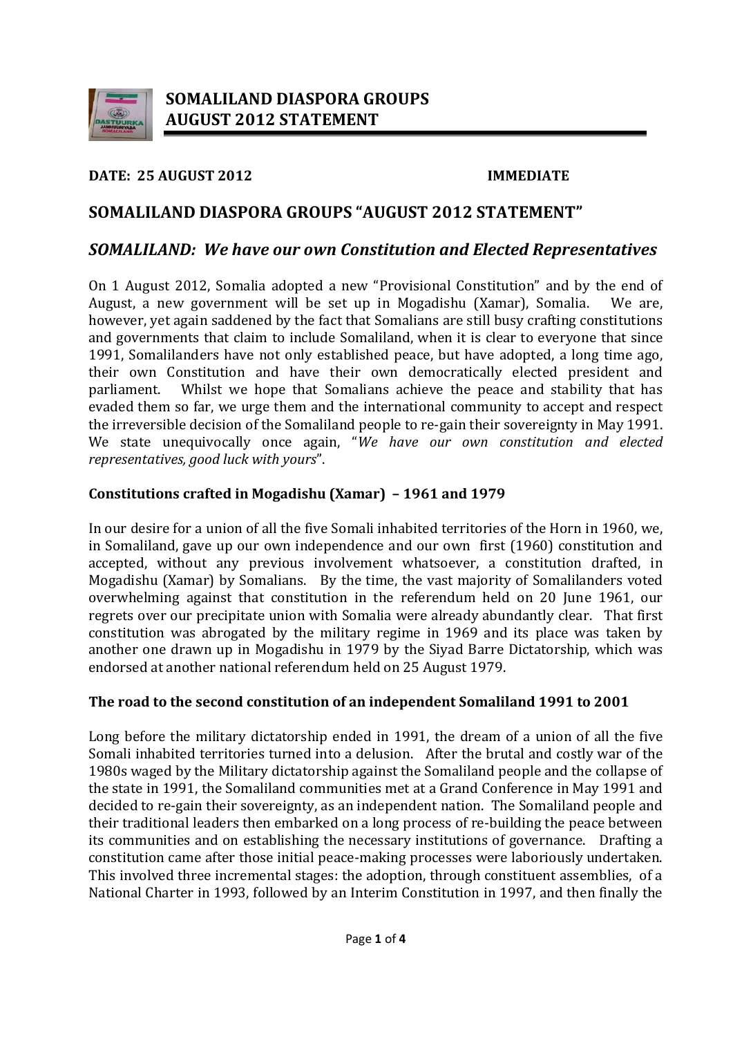# SOMALILAND DIASPORA GROUPS AUGUST 2012 STATEMENT

**DATE: 25 AUGUST 2012** **IMMEDIATE**

## SOMALILAND DIASPORA GROUPS "AUGUST 2012 STATEMENT"

## *SOMALILAND: We have our own Constitution and Elected Representatives*

On 1 August 2012, Somalia adopted a new "Provisional Constitution" and by the end of August, a new government will be set up in Mogadishu (Xamar), Somalia. We are, however, yet again saddened by the fact that Somalians are still busy crafting constitutions and governments that claim to include Somaliland, when it is clear to everyone that since 1991, Somalilanders have not only established peace, but have adopted, a long time ago, their own Constitution and have their own democratically elected president and parliament. Whilst we hope that Somalians achieve the peace and stability that has evaded them so far, we urge them and the international community to accept and respect the irreversible decision of the Somaliland people to re-gain their sovereignty in May 1991. We state unequivocally once again, "*We have our own constitution and elected representatives, good luck with yours*".

### Constitutions crafted in Mogadishu (Xamar) – 1961 and 1979

In our desire for a union of all the five Somali inhabited territories of the Horn in 1960, we, in Somaliland, gave up our own independence and our own first (1960) constitution and accepted, without any previous involvement whatsoever, a constitution drafted, in Mogadishu (Xamar) by Somalians. By the time, the vast majority of Somalilanders voted overwhelming against that constitution in the referendum held on 20 June 1961, our regrets over our precipitate union with Somalia were already abundantly clear. That first constitution was abrogated by the military regime in 1969 and its place was taken by another one drawn up in Mogadishu in 1979 by the Siyad Barre Dictatorship, which was endorsed at another national referendum held on 25 August 1979.

### The road to the second constitution of an independent Somaliland 1991 to 2001

Long before the military dictatorship ended in 1991, the dream of a union of all the five Somali inhabited territories turned into a delusion. After the brutal and costly war of the 1980s waged by the Military dictatorship against the Somaliland people and the collapse of the state in 1991, the Somaliland communities met at a Grand Conference in May 1991 and decided to re-gain their sovereignty, as an independent nation. The Somaliland people and their traditional leaders then embarked on a long process of re-building the peace between its communities and on establishing the necessary institutions of governance. Drafting a constitution came after those initial peace-making processes were laboriously undertaken. This involved three incremental stages: the adoption, through constituent assemblies, of a National Charter in 1993, followed by an Interim Constitution in 1997, and then finally the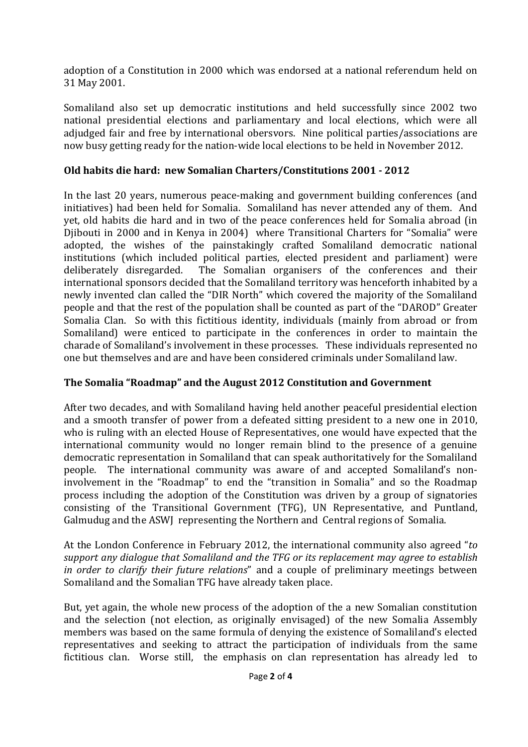adoption of a Constitution in 2000 which was endorsed at a national referendum held on 31 May 2001.

Somaliland also set up democratic institutions and held successfully since 2002 two national presidential elections and parliamentary and local elections, which were all adjudged fair and free by international obersvors. Nine political parties/associations are now busy getting ready for the nation-wide local elections to be held in November 2012.

## Old habits die hard: new Somalian Charters/Constitutions 2001 - 2012

In the last 20 years, numerous peace-making and government building conferences (and initiatives) had been held for Somalia. Somaliland has never attended any of them. And yet, old habits die hard and in two of the peace conferences held for Somalia abroad (in Djibouti in 2000 and in Kenya in 2004) where Transitional Charters for "Somalia" were adopted, the wishes of the painstakingly crafted Somaliland democratic national institutions (which included political parties, elected president and parliament) were deliberately disregarded. The Somalian organisers of the conferences and their international sponsors decided that the Somaliland territory was henceforth inhabited by a newly invented clan called the "DIR North" which covered the majority of the Somaliland people and that the rest of the population shall be counted as part of the "DAROD" Greater Somalia Clan. So with this fictitious identity, individuals (mainly from abroad or from Somaliland) were enticed to participate in the conferences in order to maintain the charade of Somaliland's involvement in these processes. These individuals represented no one but themselves and are and have been considered criminals under Somaliland law.

## The Somalia "Roadmap" and the August 2012 Constitution and Government

After two decades, and with Somaliland having held another peaceful presidential election and a smooth transfer of power from a defeated sitting president to a new one in 2010, who is ruling with an elected House of Representatives, one would have expected that the international community would no longer remain blind to the presence of a genuine democratic representation in Somaliland that can speak authoritatively for the Somaliland people. The international community was aware of and accepted Somaliland's non-involvement in the "Roadmap" to end the "transition in Somalia" and so the Roadmap process including the adoption of the Constitution was driven by a group of signatories consisting of the Transitional Government (TFG), UN Representative, and Puntland, Galmudug and the ASWJ representing the Northern and Central regions of Somalia.

At the London Conference in February 2012, the international community also agreed "*to support any dialogue that Somaliland and the TFG or its replacement may agree to establish in order to clarify their future relations*" and a couple of preliminary meetings between Somaliland and the Somalian TFG have already taken place.

But, yet again, the whole new process of the adoption of the a new Somalian constitution and the selection (not election, as originally envisaged) of the new Somalia Assembly members was based on the same formula of denying the existence of Somaliland's elected representatives and seeking to attract the participation of individuals from the same fictitious clan. Worse still, the emphasis on clan representation has already led to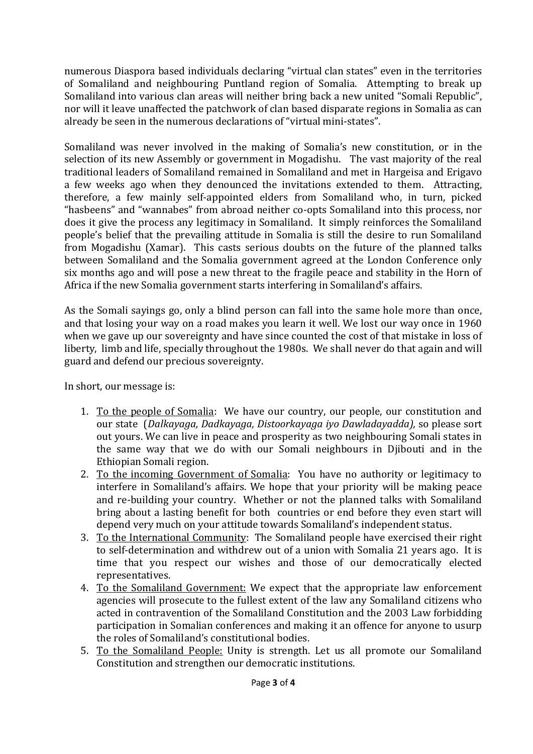numerous Diaspora based individuals declaring "virtual clan states" even in the territories of Somaliland and neighbouring Puntland region of Somalia. Attempting to break up Somaliland into various clan areas will neither bring back a new united "Somali Republic", nor will it leave unaffected the patchwork of clan based disparate regions in Somalia as can already be seen in the numerous declarations of "virtual mini-states".

Somaliland was never involved in the making of Somalia's new constitution, or in the selection of its new Assembly or government in Mogadishu. The vast majority of the real traditional leaders of Somaliland remained in Somaliland and met in Hargeisa and Erigavo a few weeks ago when they denounced the invitations extended to them. Attracting, therefore, a few mainly self-appointed elders from Somaliland who, in turn, picked "hasbeens" and "wannabes" from abroad neither co-opts Somaliland into this process, nor does it give the process any legitimacy in Somaliland. It simply reinforces the Somaliland people's belief that the prevailing attitude in Somalia is still the desire to run Somaliland from Mogadishu (Xamar). This casts serious doubts on the future of the planned talks between Somaliland and the Somalia government agreed at the London Conference only six months ago and will pose a new threat to the fragile peace and stability in the Horn of Africa if the new Somalia government starts interfering in Somaliland's affairs.

As the Somali sayings go, only a blind person can fall into the same hole more than once, and that losing your way on a road makes you learn it well. We lost our way once in 1960 when we gave up our sovereignty and have since counted the cost of that mistake in loss of liberty, limb and life, specially throughout the 1980s. We shall never do that again and will guard and defend our precious sovereignty.

In short, our message is:

1. <u>To the people of Somalia</u>: We have our country, our people, our constitution and our state (*Dalkayaga, Dadkayaga, Distoorkayaga iyo Dawladayadda),* so please sort out yours. We can live in peace and prosperity as two neighbouring Somali states in the same way that we do with our Somali neighbours in Djibouti and in the Ethiopian Somali region.
2. <u>To the incoming Government of Somalia</u>: You have no authority or legitimacy to interfere in Somaliland's affairs. We hope that your priority will be making peace and re-building your country. Whether or not the planned talks with Somaliland bring about a lasting benefit for both countries or end before they even start will depend very much on your attitude towards Somaliland's independent status.
3. <u>To the International Community</u>: The Somaliland people have exercised their right to self-determination and withdrew out of a union with Somalia 21 years ago. It is time that you respect our wishes and those of our democratically elected representatives.
4. <u>To the Somaliland Government:</u> We expect that the appropriate law enforcement agencies will prosecute to the fullest extent of the law any Somaliland citizens who acted in contravention of the Somaliland Constitution and the 2003 Law forbidding participation in Somalian conferences and making it an offence for anyone to usurp the roles of Somaliland's constitutional bodies.
5. <u>To the Somaliland People:</u> Unity is strength. Let us all promote our Somaliland Constitution and strengthen our democratic institutions.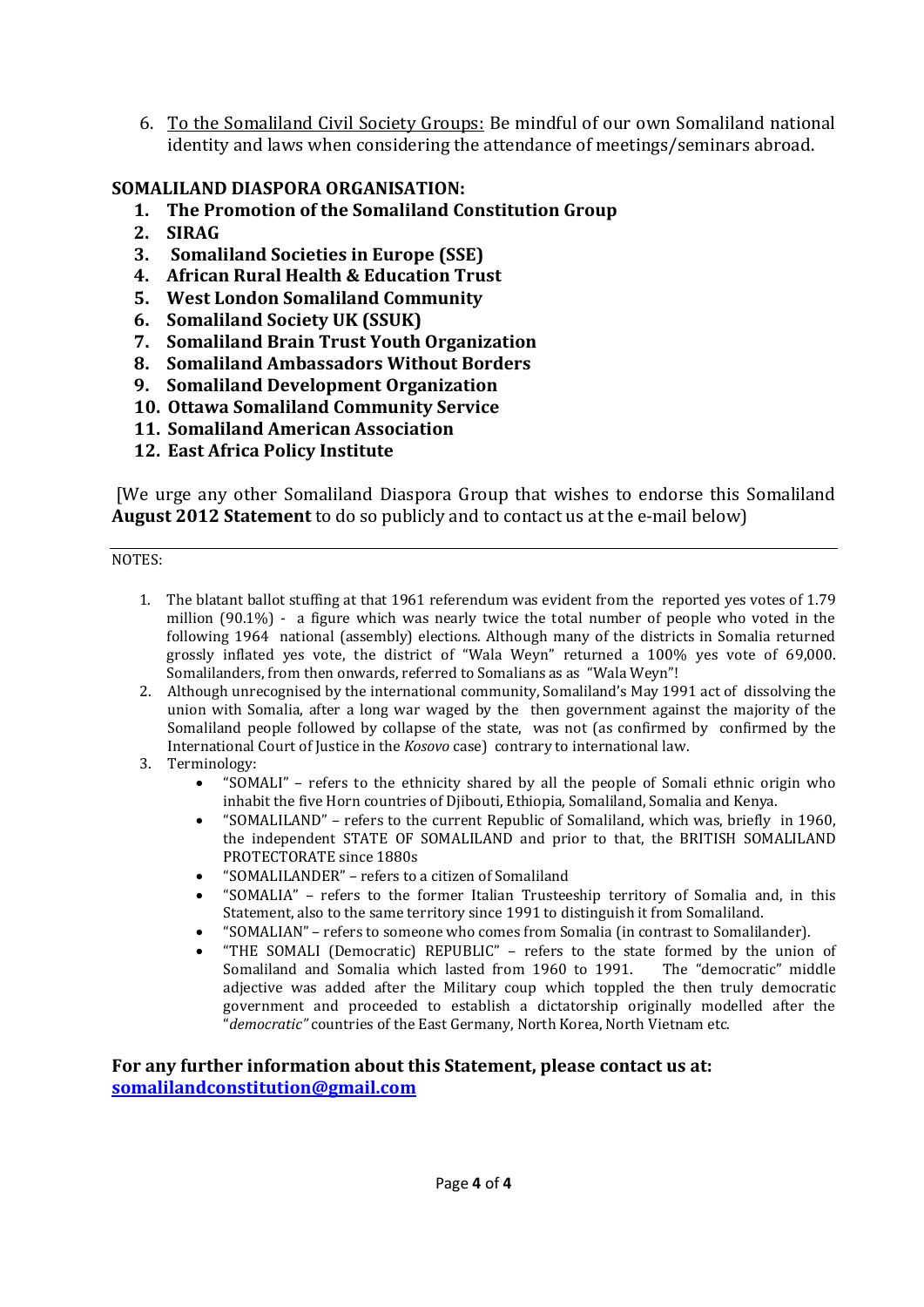6. To the Somaliland Civil Society Groups: Be mindful of our own Somaliland national identity and laws when considering the attendance of meetings/seminars abroad.

**SOMALILAND DIASPORA ORGANISATION:**

1. **The Promotion of the Somaliland Constitution Group**
2. **SIRAG**
3. **Somaliland Societies in Europe (SSE)**
4. **African Rural Health & Education Trust**
5. **West London Somaliland Community**
6. **Somaliland Society UK (SSUK)**
7. **Somaliland Brain Trust Youth Organization**
8. **Somaliland Ambassadors Without Borders**
9. **Somaliland Development Organization**
10. **Ottawa Somaliland Community Service**
11. **Somaliland American Association**
12. **East Africa Policy Institute**

[We urge any other Somaliland Diaspora Group that wishes to endorse this Somaliland **August 2012 Statement** to do so publicly and to contact us at the e-mail below)

---

NOTES:

1. The blatant ballot stuffing at that 1961 referendum was evident from the reported yes votes of 1.79 million (90.1%) - a figure which was nearly twice the total number of people who voted in the following 1964 national (assembly) elections. Although many of the districts in Somalia returned grossly inflated yes vote, the district of "Wala Weyn" returned a 100% yes vote of 69,000. Somalilanders, from then onwards, referred to Somalians as as "Wala Weyn"!
2. Although unrecognised by the international community, Somaliland's May 1991 act of dissolving the union with Somalia, after a long war waged by the then government against the majority of the Somaliland people followed by collapse of the state, was not (as confirmed by confirmed by the International Court of Justice in the *Kosovo* case) contrary to international law.
3. Terminology:
   - "SOMALI" – refers to the ethnicity shared by all the people of Somali ethnic origin who inhabit the five Horn countries of Djibouti, Ethiopia, Somaliland, Somalia and Kenya.
   - "SOMALILAND" – refers to the current Republic of Somaliland, which was, briefly in 1960, the independent STATE OF SOMALILAND and prior to that, the BRITISH SOMALILAND PROTECTORATE since 1880s
   - "SOMALILANDER" – refers to a citizen of Somaliland
   - "SOMALIA" – refers to the former Italian Trusteeship territory of Somalia and, in this Statement, also to the same territory since 1991 to distinguish it from Somaliland.
   - "SOMALIAN" – refers to someone who comes from Somalia (in contrast to Somalilander).
   - "THE SOMALI (Democratic) REPUBLIC" – refers to the state formed by the union of Somaliland and Somalia which lasted from 1960 to 1991. The "democratic" middle adjective was added after the Military coup which toppled the then truly democratic government and proceeded to establish a dictatorship originally modelled after the "*democratic"* countries of the East Germany, North Korea, North Vietnam etc.

**For any further information about this Statement, please contact us at:**
**somalilandconstitution@gmail.com**